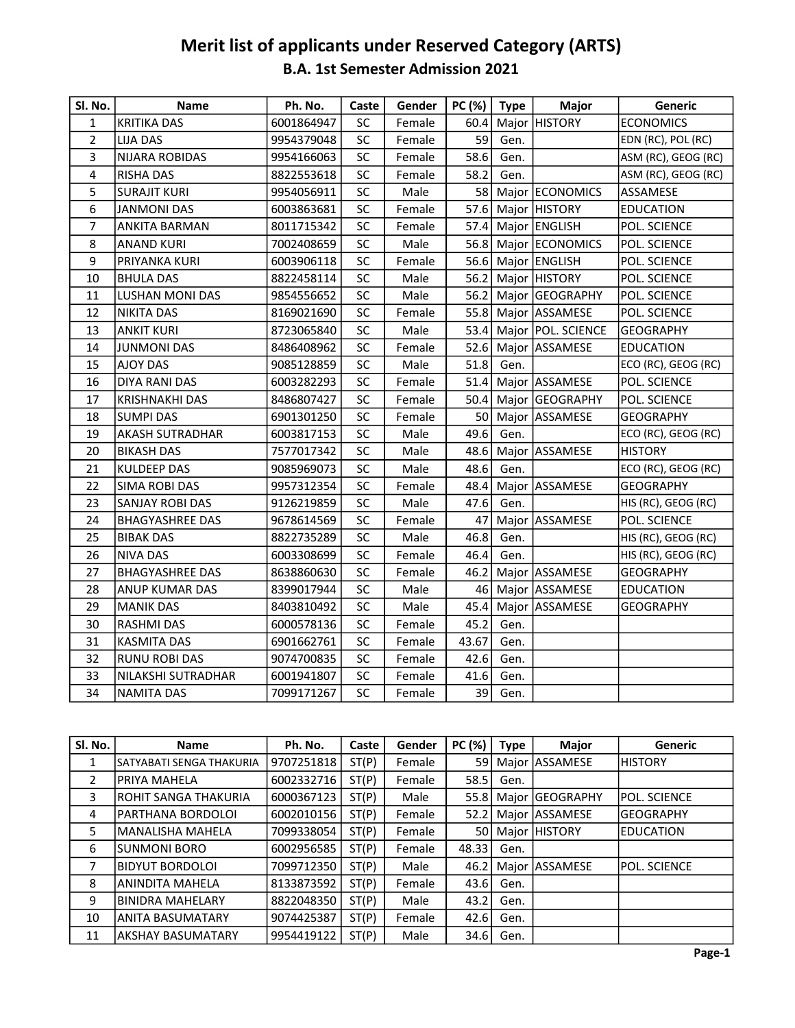# Merit list of applicants under Reserved Category (ARTS)

## B.A. 1st Semester Admission 2021

| Sl. No. | Name | Ph. No. | Caste | Gender | PC (%) | Type | Major | Generic |
|---|---|---|---|---|---|---|---|---|
| 1 | KRITIKA DAS | 6001864947 | SC | Female | 60.4 | Major | HISTORY | ECONOMICS |
| 2 | LIJA DAS | 9954379048 | SC | Female | 59 | Gen. | | EDN (RC), POL (RC) |
| 3 | NIJARA ROBIDAS | 9954166063 | SC | Female | 58.6 | Gen. | | ASM (RC), GEOG (RC) |
| 4 | RISHA DAS | 8822553618 | SC | Female | 58.2 | Gen. | | ASM (RC), GEOG (RC) |
| 5 | SURAJIT KURI | 9954056911 | SC | Male | 58 | Major | ECONOMICS | ASSAMESE |
| 6 | JANMONI DAS | 6003863681 | SC | Female | 57.6 | Major | HISTORY | EDUCATION |
| 7 | ANKITA BARMAN | 8011715342 | SC | Female | 57.4 | Major | ENGLISH | POL. SCIENCE |
| 8 | ANAND KURI | 7002408659 | SC | Male | 56.8 | Major | ECONOMICS | POL. SCIENCE |
| 9 | PRIYANKA KURI | 6003906118 | SC | Female | 56.6 | Major | ENGLISH | POL. SCIENCE |
| 10 | BHULA DAS | 8822458114 | SC | Male | 56.2 | Major | HISTORY | POL. SCIENCE |
| 11 | LUSHAN MONI DAS | 9854556652 | SC | Male | 56.2 | Major | GEOGRAPHY | POL. SCIENCE |
| 12 | NIKITA DAS | 8169021690 | SC | Female | 55.8 | Major | ASSAMESE | POL. SCIENCE |
| 13 | ANKIT KURI | 8723065840 | SC | Male | 53.4 | Major | POL. SCIENCE | GEOGRAPHY |
| 14 | JUNMONI DAS | 8486408962 | SC | Female | 52.6 | Major | ASSAMESE | EDUCATION |
| 15 | AJOY DAS | 9085128859 | SC | Male | 51.8 | Gen. | | ECO (RC), GEOG (RC) |
| 16 | DIYA RANI DAS | 6003282293 | SC | Female | 51.4 | Major | ASSAMESE | POL. SCIENCE |
| 17 | KRISHNAKHI DAS | 8486807427 | SC | Female | 50.4 | Major | GEOGRAPHY | POL. SCIENCE |
| 18 | SUMPI DAS | 6901301250 | SC | Female | 50 | Major | ASSAMESE | GEOGRAPHY |
| 19 | AKASH SUTRADHAR | 6003817153 | SC | Male | 49.6 | Gen. | | ECO (RC), GEOG (RC) |
| 20 | BIKASH DAS | 7577017342 | SC | Male | 48.6 | Major | ASSAMESE | HISTORY |
| 21 | KULDEEP DAS | 9085969073 | SC | Male | 48.6 | Gen. | | ECO (RC), GEOG (RC) |
| 22 | SIMA ROBI DAS | 9957312354 | SC | Female | 48.4 | Major | ASSAMESE | GEOGRAPHY |
| 23 | SANJAY ROBI DAS | 9126219859 | SC | Male | 47.6 | Gen. | | HIS (RC), GEOG (RC) |
| 24 | BHAGYASHREE DAS | 9678614569 | SC | Female | 47 | Major | ASSAMESE | POL. SCIENCE |
| 25 | BIBAK DAS | 8822735289 | SC | Male | 46.8 | Gen. | | HIS (RC), GEOG (RC) |
| 26 | NIVA DAS | 6003308699 | SC | Female | 46.4 | Gen. | | HIS (RC), GEOG (RC) |
| 27 | BHAGYASHREE DAS | 8638860630 | SC | Female | 46.2 | Major | ASSAMESE | GEOGRAPHY |
| 28 | ANUP KUMAR DAS | 8399017944 | SC | Male | 46 | Major | ASSAMESE | EDUCATION |
| 29 | MANIK DAS | 8403810492 | SC | Male | 45.4 | Major | ASSAMESE | GEOGRAPHY |
| 30 | RASHMI DAS | 6000578136 | SC | Female | 45.2 | Gen. | | |
| 31 | KASMITA DAS | 6901662761 | SC | Female | 43.67 | Gen. | | |
| 32 | RUNU ROBI DAS | 9074700835 | SC | Female | 42.6 | Gen. | | |
| 33 | NILAKSHI SUTRADHAR | 6001941807 | SC | Female | 41.6 | Gen. | | |
| 34 | NAMITA DAS | 7099171267 | SC | Female | 39 | Gen. | | |

| Sl. No. | Name | Ph. No. | Caste | Gender | PC (%) | Type | Major | Generic |
|---|---|---|---|---|---|---|---|---|
| 1 | SATYABATI SENGA THAKURIA | 9707251818 | ST(P) | Female | 59 | Major | ASSAMESE | HISTORY |
| 2 | PRIYA MAHELA | 6002332716 | ST(P) | Female | 58.5 | Gen. | | |
| 3 | ROHIT SANGA THAKURIA | 6000367123 | ST(P) | Male | 55.8 | Major | GEOGRAPHY | POL. SCIENCE |
| 4 | PARTHANA BORDOLOI | 6002010156 | ST(P) | Female | 52.2 | Major | ASSAMESE | GEOGRAPHY |
| 5 | MANALISHA MAHELA | 7099338054 | ST(P) | Female | 50 | Major | HISTORY | EDUCATION |
| 6 | SUNMONI BORO | 6002956585 | ST(P) | Female | 48.33 | Gen. | | |
| 7 | BIDYUT BORDOLOI | 7099712350 | ST(P) | Male | 46.2 | Major | ASSAMESE | POL. SCIENCE |
| 8 | ANINDITA MAHELA | 8133873592 | ST(P) | Female | 43.6 | Gen. | | |
| 9 | BINIDRA MAHELARY | 8822048350 | ST(P) | Male | 43.2 | Gen. | | |
| 10 | ANITA BASUMATARY | 9074425387 | ST(P) | Female | 42.6 | Gen. | | |
| 11 | AKSHAY BASUMATARY | 9954419122 | ST(P) | Male | 34.6 | Gen. | | |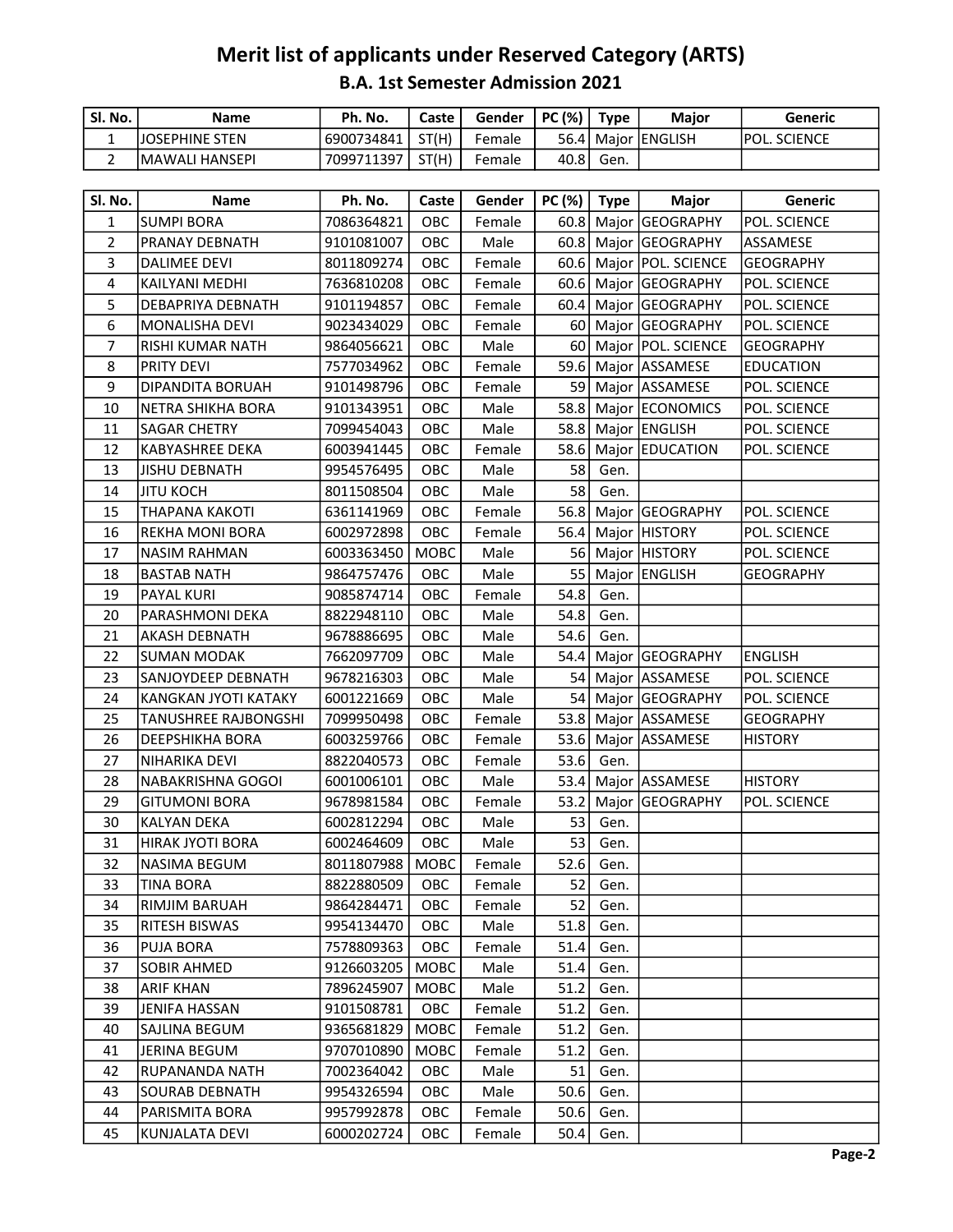# Merit list of applicants under Reserved Category (ARTS)

## B.A. 1st Semester Admission 2021

| Sl. No. | Name | Ph. No. | Caste | Gender | PC (%) | Type | Major | Generic |
|---|---|---|---|---|---|---|---|---|
| 1 | JOSEPHINE STEN | 6900734841 | ST(H) | Female | 56.4 | Major | ENGLISH | POL. SCIENCE |
| 2 | MAWALI HANSEPI | 7099711397 | ST(H) | Female | 40.8 | Gen. | | |

| Sl. No. | Name | Ph. No. | Caste | Gender | PC (%) | Type | Major | Generic |
|---|---|---|---|---|---|---|---|---|
| 1 | SUMPI BORA | 7086364821 | OBC | Female | 60.8 | Major | GEOGRAPHY | POL. SCIENCE |
| 2 | PRANAY DEBNATH | 9101081007 | OBC | Male | 60.8 | Major | GEOGRAPHY | ASSAMESE |
| 3 | DALIMEE DEVI | 8011809274 | OBC | Female | 60.6 | Major | POL. SCIENCE | GEOGRAPHY |
| 4 | KAILYANI MEDHI | 7636810208 | OBC | Female | 60.6 | Major | GEOGRAPHY | POL. SCIENCE |
| 5 | DEBAPRIYA DEBNATH | 9101194857 | OBC | Female | 60.4 | Major | GEOGRAPHY | POL. SCIENCE |
| 6 | MONALISHA DEVI | 9023434029 | OBC | Female | 60 | Major | GEOGRAPHY | POL. SCIENCE |
| 7 | RISHI KUMAR NATH | 9864056621 | OBC | Male | 60 | Major | POL. SCIENCE | GEOGRAPHY |
| 8 | PRITY DEVI | 7577034962 | OBC | Female | 59.6 | Major | ASSAMESE | EDUCATION |
| 9 | DIPANDITA BORUAH | 9101498796 | OBC | Female | 59 | Major | ASSAMESE | POL. SCIENCE |
| 10 | NETRA SHIKHA BORA | 9101343951 | OBC | Male | 58.8 | Major | ECONOMICS | POL. SCIENCE |
| 11 | SAGAR CHETRY | 7099454043 | OBC | Male | 58.8 | Major | ENGLISH | POL. SCIENCE |
| 12 | KABYASHREE DEKA | 6003941445 | OBC | Female | 58.6 | Major | EDUCATION | POL. SCIENCE |
| 13 | JISHU DEBNATH | 9954576495 | OBC | Male | 58 | Gen. | | |
| 14 | JITU KOCH | 8011508504 | OBC | Male | 58 | Gen. | | |
| 15 | THAPANA KAKOTI | 6361141969 | OBC | Female | 56.8 | Major | GEOGRAPHY | POL. SCIENCE |
| 16 | REKHA MONI BORA | 6002972898 | OBC | Female | 56.4 | Major | HISTORY | POL. SCIENCE |
| 17 | NASIM RAHMAN | 6003363450 | MOBC | Male | 56 | Major | HISTORY | POL. SCIENCE |
| 18 | BASTAB NATH | 9864757476 | OBC | Male | 55 | Major | ENGLISH | GEOGRAPHY |
| 19 | PAYAL KURI | 9085874714 | OBC | Female | 54.8 | Gen. | | |
| 20 | PARASHMONI DEKA | 8822948110 | OBC | Male | 54.8 | Gen. | | |
| 21 | AKASH DEBNATH | 9678886695 | OBC | Male | 54.6 | Gen. | | |
| 22 | SUMAN MODAK | 7662097709 | OBC | Male | 54.4 | Major | GEOGRAPHY | ENGLISH |
| 23 | SANJOYDEEP DEBNATH | 9678216303 | OBC | Male | 54 | Major | ASSAMESE | POL. SCIENCE |
| 24 | KANGKAN JYOTI KATAKY | 6001221669 | OBC | Male | 54 | Major | GEOGRAPHY | POL. SCIENCE |
| 25 | TANUSHREE RAJBONGSHI | 7099950498 | OBC | Female | 53.8 | Major | ASSAMESE | GEOGRAPHY |
| 26 | DEEPSHIKHA BORA | 6003259766 | OBC | Female | 53.6 | Major | ASSAMESE | HISTORY |
| 27 | NIHARIKA DEVI | 8822040573 | OBC | Female | 53.6 | Gen. | | |
| 28 | NABAKRISHNA GOGOI | 6001006101 | OBC | Male | 53.4 | Major | ASSAMESE | HISTORY |
| 29 | GITUMONI BORA | 9678981584 | OBC | Female | 53.2 | Major | GEOGRAPHY | POL. SCIENCE |
| 30 | KALYAN DEKA | 6002812294 | OBC | Male | 53 | Gen. | | |
| 31 | HIRAK JYOTI BORA | 6002464609 | OBC | Male | 53 | Gen. | | |
| 32 | NASIMA BEGUM | 8011807988 | MOBC | Female | 52.6 | Gen. | | |
| 33 | TINA BORA | 8822880509 | OBC | Female | 52 | Gen. | | |
| 34 | RIMJIM BARUAH | 9864284471 | OBC | Female | 52 | Gen. | | |
| 35 | RITESH BISWAS | 9954134470 | OBC | Male | 51.8 | Gen. | | |
| 36 | PUJA BORA | 7578809363 | OBC | Female | 51.4 | Gen. | | |
| 37 | SOBIR AHMED | 9126603205 | MOBC | Male | 51.4 | Gen. | | |
| 38 | ARIF KHAN | 7896245907 | MOBC | Male | 51.2 | Gen. | | |
| 39 | JENIFA HASSAN | 9101508781 | OBC | Female | 51.2 | Gen. | | |
| 40 | SAJLINA BEGUM | 9365681829 | MOBC | Female | 51.2 | Gen. | | |
| 41 | JERINA BEGUM | 9707010890 | MOBC | Female | 51.2 | Gen. | | |
| 42 | RUPANANDA NATH | 7002364042 | OBC | Male | 51 | Gen. | | |
| 43 | SOURAB DEBNATH | 9954326594 | OBC | Male | 50.6 | Gen. | | |
| 44 | PARISMITA BORA | 9957992878 | OBC | Female | 50.6 | Gen. | | |
| 45 | KUNJALATA DEVI | 6000202724 | OBC | Female | 50.4 | Gen. | | |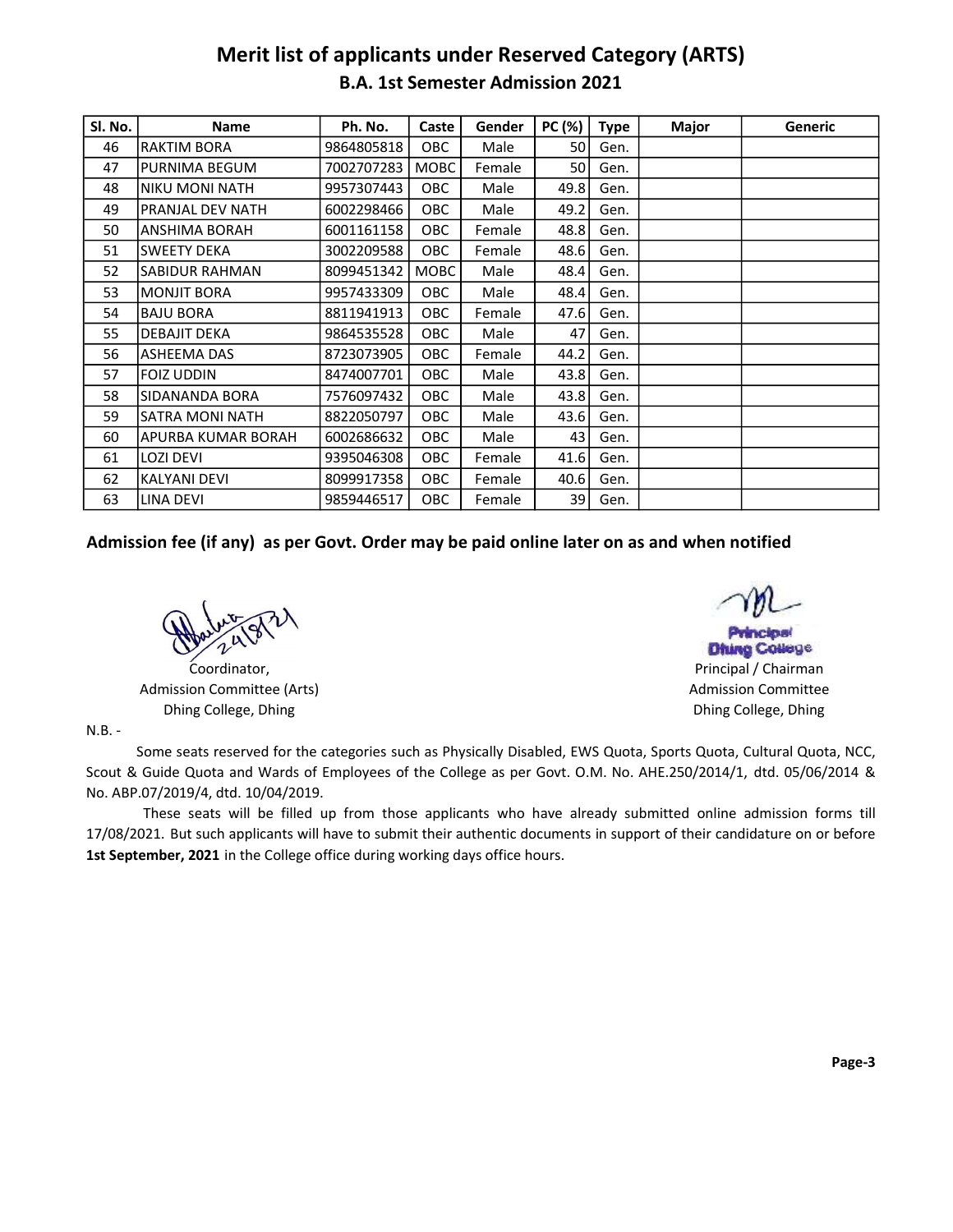# Merit list of applicants under Reserved Category (ARTS)

## B.A. 1st Semester Admission 2021

| Sl. No. | Name | Ph. No. | Caste | Gender | PC (%) | Type | Major | Generic |
|---|---|---|---|---|---|---|---|---|
| 46 | RAKTIM BORA | 9864805818 | OBC | Male | 50 | Gen. | | |
| 47 | PURNIMA BEGUM | 7002707283 | MOBC | Female | 50 | Gen. | | |
| 48 | NIKU MONI NATH | 9957307443 | OBC | Male | 49.8 | Gen. | | |
| 49 | PRANJAL DEV NATH | 6002298466 | OBC | Male | 49.2 | Gen. | | |
| 50 | ANSHIMA BORAH | 6001161158 | OBC | Female | 48.8 | Gen. | | |
| 51 | SWEETY DEKA | 3002209588 | OBC | Female | 48.6 | Gen. | | |
| 52 | SABIDUR RAHMAN | 8099451342 | MOBC | Male | 48.4 | Gen. | | |
| 53 | MONJIT BORA | 9957433309 | OBC | Male | 48.4 | Gen. | | |
| 54 | BAJU BORA | 8811941913 | OBC | Female | 47.6 | Gen. | | |
| 55 | DEBAJIT DEKA | 9864535528 | OBC | Male | 47 | Gen. | | |
| 56 | ASHEEMA DAS | 8723073905 | OBC | Female | 44.2 | Gen. | | |
| 57 | FOIZ UDDIN | 8474007701 | OBC | Male | 43.8 | Gen. | | |
| 58 | SIDANANDA BORA | 7576097432 | OBC | Male | 43.8 | Gen. | | |
| 59 | SATRA MONI NATH | 8822050797 | OBC | Male | 43.6 | Gen. | | |
| 60 | APURBA KUMAR BORAH | 6002686632 | OBC | Male | 43 | Gen. | | |
| 61 | LOZI DEVI | 9395046308 | OBC | Female | 41.6 | Gen. | | |
| 62 | KALYANI DEVI | 8099917358 | OBC | Female | 40.6 | Gen. | | |
| 63 | LINA DEVI | 9859446517 | OBC | Female | 39 | Gen. | | |

**Admission fee (if any) as per Govt. Order may be paid online later on as and when notified**

24/8/21

Coordinator,
Admission Committee (Arts)
Dhing College, Dhing

Principal
Dhing College

Principal / Chairman
Admission Committee
Dhing College, Dhing

N.B. -

Some seats reserved for the categories such as Physically Disabled, EWS Quota, Sports Quota, Cultural Quota, NCC, Scout & Guide Quota and Wards of Employees of the College as per Govt. O.M. No. AHE.250/2014/1, dtd. 05/06/2014 & No. ABP.07/2019/4, dtd. 10/04/2019.

These seats will be filled up from those applicants who have already submitted online admission forms till 17/08/2021. But such applicants will have to submit their authentic documents in support of their candidature on or before **1st September, 2021** in the College office during working days office hours.